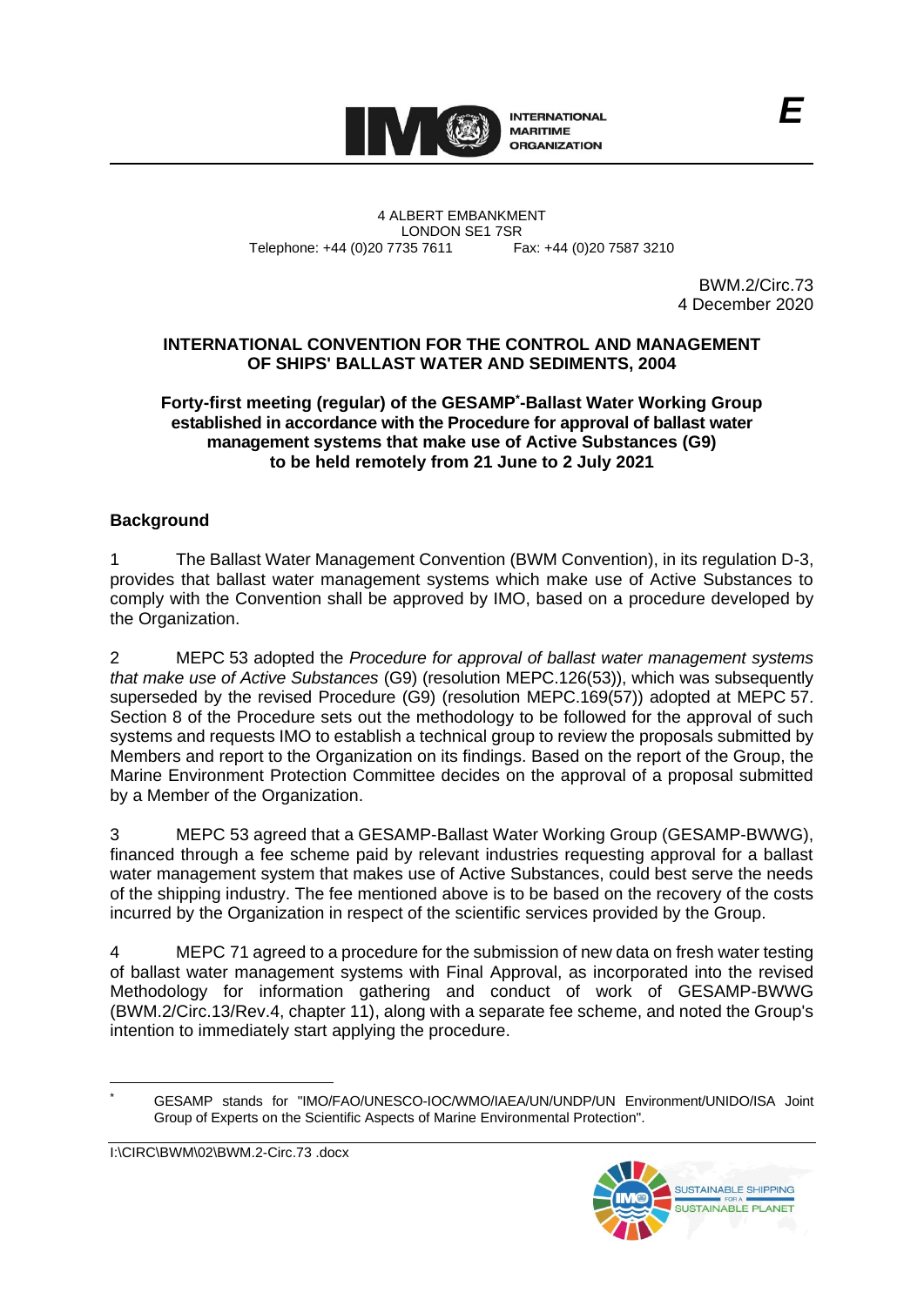INTERNATIONAL MARITIME ORGANIZATION

E

4 ALBERT EMBANKMENT
LONDON SE1 7SR
Telephone: +44 (0)20 7735 7611 Fax: +44 (0)20 7587 3210

BWM.2/Circ.73
4 December 2020

**INTERNATIONAL CONVENTION FOR THE CONTROL AND MANAGEMENT OF SHIPS' BALLAST WATER AND SEDIMENTS, 2004**

**Forty-first meeting (regular) of the GESAMP*-Ballast Water Working Group established in accordance with the Procedure for approval of ballast water management systems that make use of Active Substances (G9) to be held remotely from 21 June to 2 July 2021**

## Background

1 The Ballast Water Management Convention (BWM Convention), in its regulation D-3, provides that ballast water management systems which make use of Active Substances to comply with the Convention shall be approved by IMO, based on a procedure developed by the Organization.

2 MEPC 53 adopted the *Procedure for approval of ballast water management systems that make use of Active Substances* (G9) (resolution MEPC.126(53)), which was subsequently superseded by the revised Procedure (G9) (resolution MEPC.169(57)) adopted at MEPC 57. Section 8 of the Procedure sets out the methodology to be followed for the approval of such systems and requests IMO to establish a technical group to review the proposals submitted by Members and report to the Organization on its findings. Based on the report of the Group, the Marine Environment Protection Committee decides on the approval of a proposal submitted by a Member of the Organization.

3 MEPC 53 agreed that a GESAMP-Ballast Water Working Group (GESAMP-BWWG), financed through a fee scheme paid by relevant industries requesting approval for a ballast water management system that makes use of Active Substances, could best serve the needs of the shipping industry. The fee mentioned above is to be based on the recovery of the costs incurred by the Organization in respect of the scientific services provided by the Group.

4 MEPC 71 agreed to a procedure for the submission of new data on fresh water testing of ballast water management systems with Final Approval, as incorporated into the revised Methodology for information gathering and conduct of work of GESAMP-BWWG (BWM.2/Circ.13/Rev.4, chapter 11), along with a separate fee scheme, and noted the Group's intention to immediately start applying the procedure.

---

* GESAMP stands for "IMO/FAO/UNESCO-IOC/WMO/IAEA/UN/UNDP/UN Environment/UNIDO/ISA Joint Group of Experts on the Scientific Aspects of Marine Environmental Protection".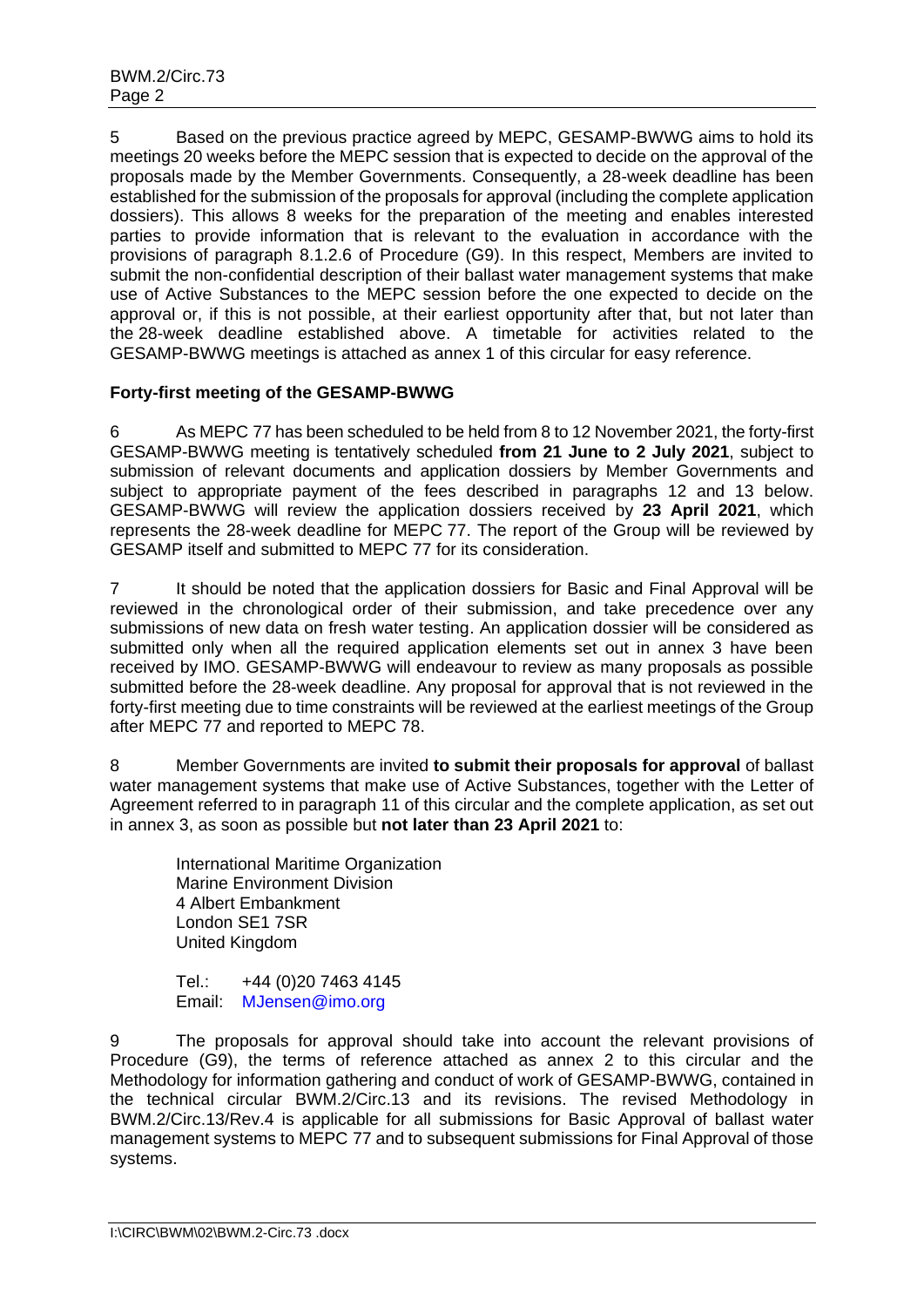5 Based on the previous practice agreed by MEPC, GESAMP-BWWG aims to hold its meetings 20 weeks before the MEPC session that is expected to decide on the approval of the proposals made by the Member Governments. Consequently, a 28-week deadline has been established for the submission of the proposals for approval (including the complete application dossiers). This allows 8 weeks for the preparation of the meeting and enables interested parties to provide information that is relevant to the evaluation in accordance with the provisions of paragraph 8.1.2.6 of Procedure (G9). In this respect, Members are invited to submit the non-confidential description of their ballast water management systems that make use of Active Substances to the MEPC session before the one expected to decide on the approval or, if this is not possible, at their earliest opportunity after that, but not later than the 28-week deadline established above. A timetable for activities related to the GESAMP-BWWG meetings is attached as annex 1 of this circular for easy reference.

**Forty-first meeting of the GESAMP-BWWG**

6 As MEPC 77 has been scheduled to be held from 8 to 12 November 2021, the forty-first GESAMP-BWWG meeting is tentatively scheduled **from 21 June to 2 July 2021**, subject to submission of relevant documents and application dossiers by Member Governments and subject to appropriate payment of the fees described in paragraphs 12 and 13 below. GESAMP-BWWG will review the application dossiers received by **23 April 2021**, which represents the 28-week deadline for MEPC 77. The report of the Group will be reviewed by GESAMP itself and submitted to MEPC 77 for its consideration.

7 It should be noted that the application dossiers for Basic and Final Approval will be reviewed in the chronological order of their submission, and take precedence over any submissions of new data on fresh water testing. An application dossier will be considered as submitted only when all the required application elements set out in annex 3 have been received by IMO. GESAMP-BWWG will endeavour to review as many proposals as possible submitted before the 28-week deadline. Any proposal for approval that is not reviewed in the forty-first meeting due to time constraints will be reviewed at the earliest meetings of the Group after MEPC 77 and reported to MEPC 78.

8 Member Governments are invited **to submit their proposals for approval** of ballast water management systems that make use of Active Substances, together with the Letter of Agreement referred to in paragraph 11 of this circular and the complete application, as set out in annex 3, as soon as possible but **not later than 23 April 2021** to:

International Maritime Organization
Marine Environment Division
4 Albert Embankment
London SE1 7SR
United Kingdom

Tel.: +44 (0)20 7463 4145
Email: MJensen@imo.org

9 The proposals for approval should take into account the relevant provisions of Procedure (G9), the terms of reference attached as annex 2 to this circular and the Methodology for information gathering and conduct of work of GESAMP-BWWG, contained in the technical circular BWM.2/Circ.13 and its revisions. The revised Methodology in BWM.2/Circ.13/Rev.4 is applicable for all submissions for Basic Approval of ballast water management systems to MEPC 77 and to subsequent submissions for Final Approval of those systems.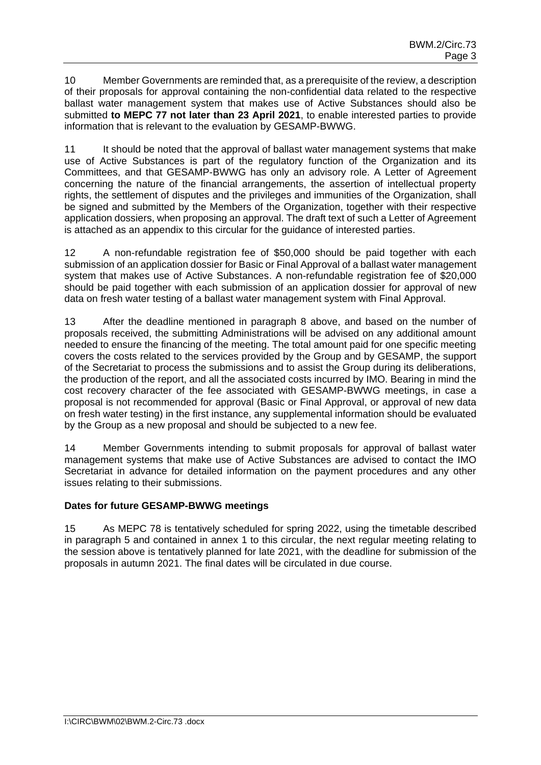10 Member Governments are reminded that, as a prerequisite of the review, a description of their proposals for approval containing the non-confidential data related to the respective ballast water management system that makes use of Active Substances should also be submitted **to MEPC 77 not later than 23 April 2021**, to enable interested parties to provide information that is relevant to the evaluation by GESAMP-BWWG.

11 It should be noted that the approval of ballast water management systems that make use of Active Substances is part of the regulatory function of the Organization and its Committees, and that GESAMP-BWWG has only an advisory role. A Letter of Agreement concerning the nature of the financial arrangements, the assertion of intellectual property rights, the settlement of disputes and the privileges and immunities of the Organization, shall be signed and submitted by the Members of the Organization, together with their respective application dossiers, when proposing an approval. The draft text of such a Letter of Agreement is attached as an appendix to this circular for the guidance of interested parties.

12 A non-refundable registration fee of $50,000 should be paid together with each submission of an application dossier for Basic or Final Approval of a ballast water management system that makes use of Active Substances. A non-refundable registration fee of $20,000 should be paid together with each submission of an application dossier for approval of new data on fresh water testing of a ballast water management system with Final Approval.

13 After the deadline mentioned in paragraph 8 above, and based on the number of proposals received, the submitting Administrations will be advised on any additional amount needed to ensure the financing of the meeting. The total amount paid for one specific meeting covers the costs related to the services provided by the Group and by GESAMP, the support of the Secretariat to process the submissions and to assist the Group during its deliberations, the production of the report, and all the associated costs incurred by IMO. Bearing in mind the cost recovery character of the fee associated with GESAMP-BWWG meetings, in case a proposal is not recommended for approval (Basic or Final Approval, or approval of new data on fresh water testing) in the first instance, any supplemental information should be evaluated by the Group as a new proposal and should be subjected to a new fee.

14 Member Governments intending to submit proposals for approval of ballast water management systems that make use of Active Substances are advised to contact the IMO Secretariat in advance for detailed information on the payment procedures and any other issues relating to their submissions.

**Dates for future GESAMP-BWWG meetings**

15 As MEPC 78 is tentatively scheduled for spring 2022, using the timetable described in paragraph 5 and contained in annex 1 to this circular, the next regular meeting relating to the session above is tentatively planned for late 2021, with the deadline for submission of the proposals in autumn 2021. The final dates will be circulated in due course.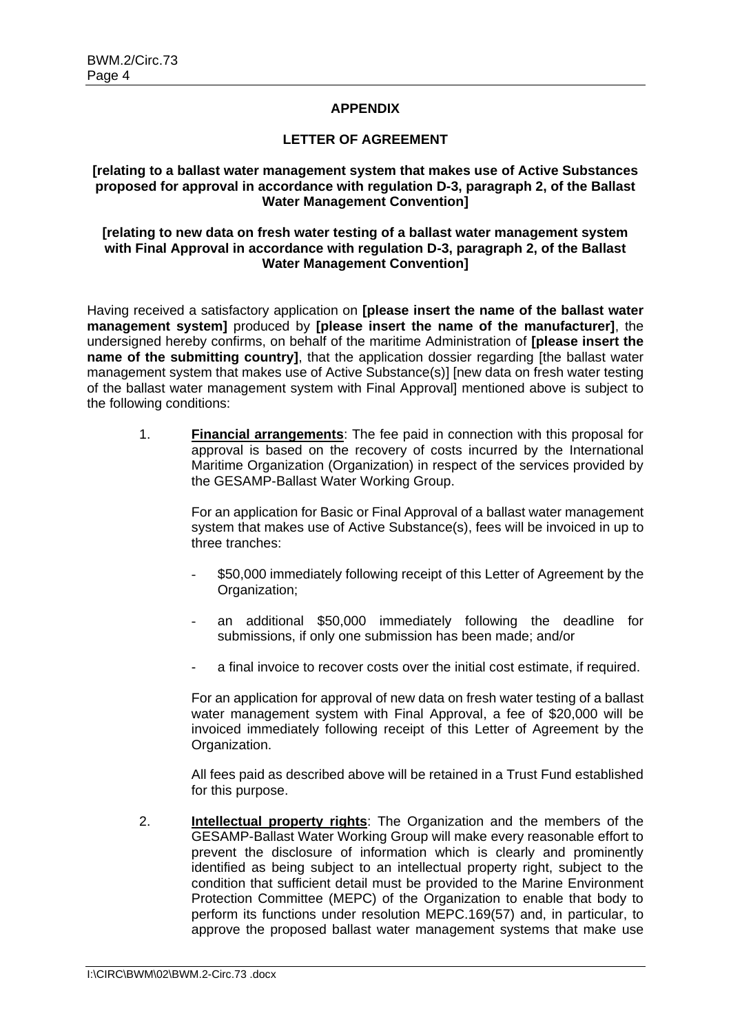## APPENDIX

## LETTER OF AGREEMENT

**[relating to a ballast water management system that makes use of Active Substances proposed for approval in accordance with regulation D-3, paragraph 2, of the Ballast Water Management Convention]**

**[relating to new data on fresh water testing of a ballast water management system with Final Approval in accordance with regulation D-3, paragraph 2, of the Ballast Water Management Convention]**

Having received a satisfactory application on **[please insert the name of the ballast water management system]** produced by **[please insert the name of the manufacturer]**, the undersigned hereby confirms, on behalf of the maritime Administration of **[please insert the name of the submitting country]**, that the application dossier regarding [the ballast water management system that makes use of Active Substance(s)] [new data on fresh water testing of the ballast water management system with Final Approval] mentioned above is subject to the following conditions:

1. **Financial arrangements**: The fee paid in connection with this proposal for approval is based on the recovery of costs incurred by the International Maritime Organization (Organization) in respect of the services provided by the GESAMP-Ballast Water Working Group.

   For an application for Basic or Final Approval of a ballast water management system that makes use of Active Substance(s), fees will be invoiced in up to three tranches:

   - $50,000 immediately following receipt of this Letter of Agreement by the Organization;
   - an additional $50,000 immediately following the deadline for submissions, if only one submission has been made; and/or
   - a final invoice to recover costs over the initial cost estimate, if required.

   For an application for approval of new data on fresh water testing of a ballast water management system with Final Approval, a fee of $20,000 will be invoiced immediately following receipt of this Letter of Agreement by the Organization.

   All fees paid as described above will be retained in a Trust Fund established for this purpose.

2. **Intellectual property rights**: The Organization and the members of the GESAMP-Ballast Water Working Group will make every reasonable effort to prevent the disclosure of information which is clearly and prominently identified as being subject to an intellectual property right, subject to the condition that sufficient detail must be provided to the Marine Environment Protection Committee (MEPC) of the Organization to enable that body to perform its functions under resolution MEPC.169(57) and, in particular, to approve the proposed ballast water management systems that make use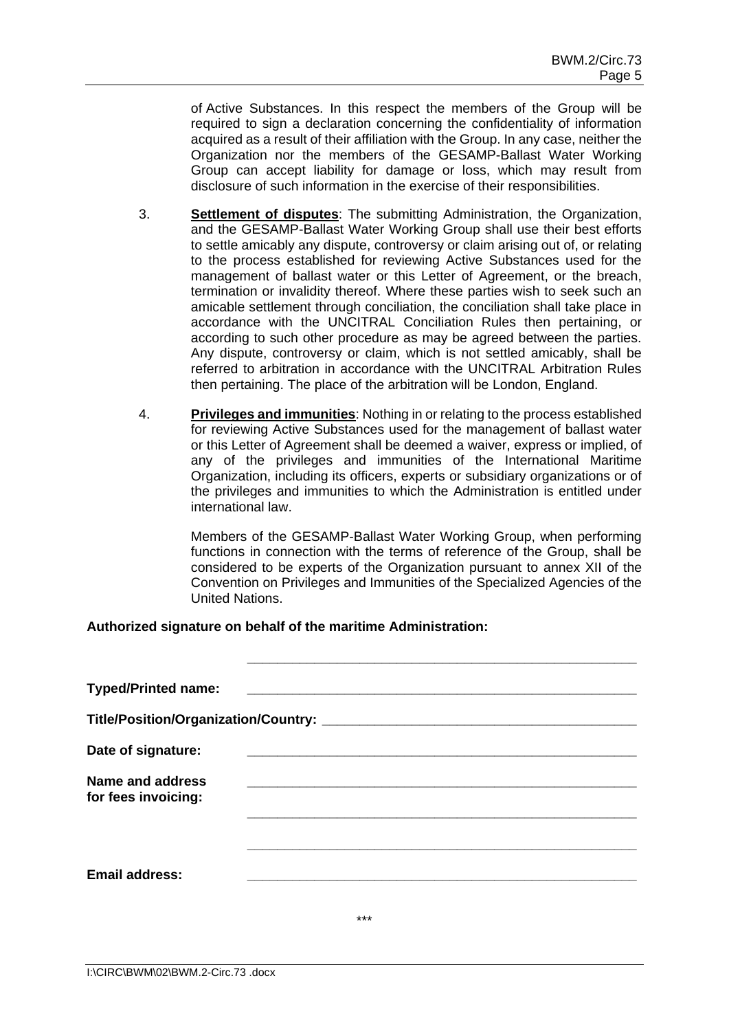of Active Substances. In this respect the members of the Group will be required to sign a declaration concerning the confidentiality of information acquired as a result of their affiliation with the Group. In any case, neither the Organization nor the members of the GESAMP-Ballast Water Working Group can accept liability for damage or loss, which may result from disclosure of such information in the exercise of their responsibilities.

3. **Settlement of disputes**: The submitting Administration, the Organization, and the GESAMP-Ballast Water Working Group shall use their best efforts to settle amicably any dispute, controversy or claim arising out of, or relating to the process established for reviewing Active Substances used for the management of ballast water or this Letter of Agreement, or the breach, termination or invalidity thereof. Where these parties wish to seek such an amicable settlement through conciliation, the conciliation shall take place in accordance with the UNCITRAL Conciliation Rules then pertaining, or according to such other procedure as may be agreed between the parties. Any dispute, controversy or claim, which is not settled amicably, shall be referred to arbitration in accordance with the UNCITRAL Arbitration Rules then pertaining. The place of the arbitration will be London, England.

4. **Privileges and immunities**: Nothing in or relating to the process established for reviewing Active Substances used for the management of ballast water or this Letter of Agreement shall be deemed a waiver, express or implied, of any of the privileges and immunities of the International Maritime Organization, including its officers, experts or subsidiary organizations or of the privileges and immunities to which the Administration is entitled under international law.

   Members of the GESAMP-Ballast Water Working Group, when performing functions in connection with the terms of reference of the Group, shall be considered to be experts of the Organization pursuant to annex XII of the Convention on Privileges and Immunities of the Specialized Agencies of the United Nations.

**Authorized signature on behalf of the maritime Administration:**

_____________________________________________________

**Typed/Printed name:** _____________________________________________________

**Title/Position/Organization/Country:** ________________________________________

**Date of signature:** _____________________________________________________

**Name and address for fees invoicing:** _____________________________________________________

_____________________________________________________

_____________________________________________________

**Email address:** _____________________________________________________

\*\*\*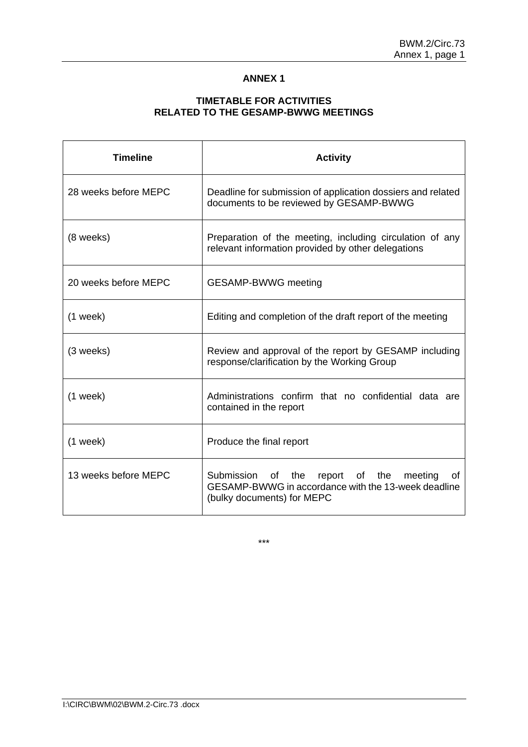# ANNEX 1

## TIMETABLE FOR ACTIVITIES RELATED TO THE GESAMP-BWWG MEETINGS

| Timeline | Activity |
|---|---|
| 28 weeks before MEPC | Deadline for submission of application dossiers and related documents to be reviewed by GESAMP-BWWG |
| (8 weeks) | Preparation of the meeting, including circulation of any relevant information provided by other delegations |
| 20 weeks before MEPC | GESAMP-BWWG meeting |
| (1 week) | Editing and completion of the draft report of the meeting |
| (3 weeks) | Review and approval of the report by GESAMP including response/clarification by the Working Group |
| (1 week) | Administrations confirm that no confidential data are contained in the report |
| (1 week) | Produce the final report |
| 13 weeks before MEPC | Submission of the report of the meeting of GESAMP-BWWG in accordance with the 13-week deadline (bulky documents) for MEPC |

***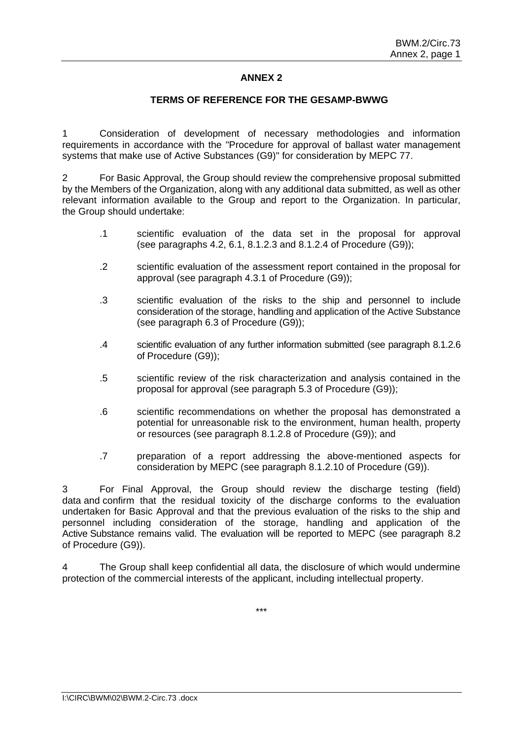# ANNEX 2

## TERMS OF REFERENCE FOR THE GESAMP-BWWG

1 Consideration of development of necessary methodologies and information requirements in accordance with the "Procedure for approval of ballast water management systems that make use of Active Substances (G9)" for consideration by MEPC 77.

2 For Basic Approval, the Group should review the comprehensive proposal submitted by the Members of the Organization, along with any additional data submitted, as well as other relevant information available to the Group and report to the Organization. In particular, the Group should undertake:

.1 scientific evaluation of the data set in the proposal for approval (see paragraphs 4.2, 6.1, 8.1.2.3 and 8.1.2.4 of Procedure (G9));

.2 scientific evaluation of the assessment report contained in the proposal for approval (see paragraph 4.3.1 of Procedure (G9));

.3 scientific evaluation of the risks to the ship and personnel to include consideration of the storage, handling and application of the Active Substance (see paragraph 6.3 of Procedure (G9));

.4 scientific evaluation of any further information submitted (see paragraph 8.1.2.6 of Procedure (G9));

.5 scientific review of the risk characterization and analysis contained in the proposal for approval (see paragraph 5.3 of Procedure (G9));

.6 scientific recommendations on whether the proposal has demonstrated a potential for unreasonable risk to the environment, human health, property or resources (see paragraph 8.1.2.8 of Procedure (G9)); and

.7 preparation of a report addressing the above-mentioned aspects for consideration by MEPC (see paragraph 8.1.2.10 of Procedure (G9)).

3 For Final Approval, the Group should review the discharge testing (field) data and confirm that the residual toxicity of the discharge conforms to the evaluation undertaken for Basic Approval and that the previous evaluation of the risks to the ship and personnel including consideration of the storage, handling and application of the Active Substance remains valid. The evaluation will be reported to MEPC (see paragraph 8.2 of Procedure (G9)).

4 The Group shall keep confidential all data, the disclosure of which would undermine protection of the commercial interests of the applicant, including intellectual property.

***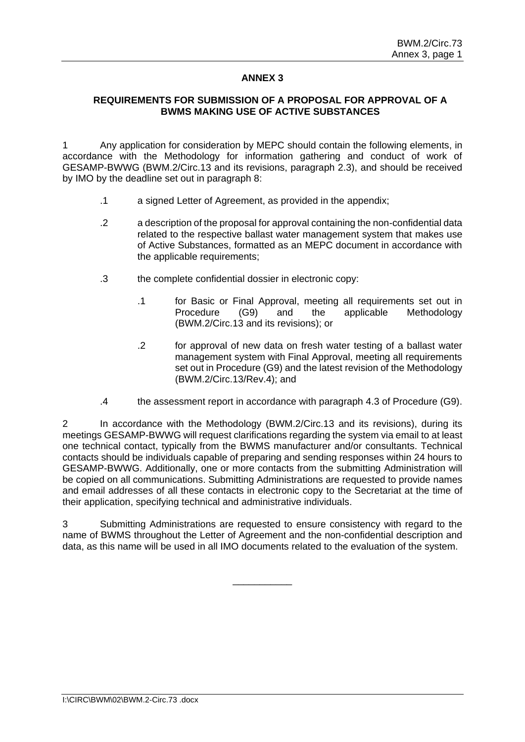## ANNEX 3

### REQUIREMENTS FOR SUBMISSION OF A PROPOSAL FOR APPROVAL OF A BWMS MAKING USE OF ACTIVE SUBSTANCES

1 Any application for consideration by MEPC should contain the following elements, in accordance with the Methodology for information gathering and conduct of work of GESAMP-BWWG (BWM.2/Circ.13 and its revisions, paragraph 2.3), and should be received by IMO by the deadline set out in paragraph 8:

.1 a signed Letter of Agreement, as provided in the appendix;

.2 a description of the proposal for approval containing the non-confidential data related to the respective ballast water management system that makes use of Active Substances, formatted as an MEPC document in accordance with the applicable requirements;

.3 the complete confidential dossier in electronic copy:

> .1 for Basic or Final Approval, meeting all requirements set out in Procedure (G9) and the applicable Methodology (BWM.2/Circ.13 and its revisions); or
>
> .2 for approval of new data on fresh water testing of a ballast water management system with Final Approval, meeting all requirements set out in Procedure (G9) and the latest revision of the Methodology (BWM.2/Circ.13/Rev.4); and

.4 the assessment report in accordance with paragraph 4.3 of Procedure (G9).

2 In accordance with the Methodology (BWM.2/Circ.13 and its revisions), during its meetings GESAMP-BWWG will request clarifications regarding the system via email to at least one technical contact, typically from the BWMS manufacturer and/or consultants. Technical contacts should be individuals capable of preparing and sending responses within 24 hours to GESAMP-BWWG. Additionally, one or more contacts from the submitting Administration will be copied on all communications. Submitting Administrations are requested to provide names and email addresses of all these contacts in electronic copy to the Secretariat at the time of their application, specifying technical and administrative individuals.

3 Submitting Administrations are requested to ensure consistency with regard to the name of BWMS throughout the Letter of Agreement and the non-confidential description and data, as this name will be used in all IMO documents related to the evaluation of the system.

___________